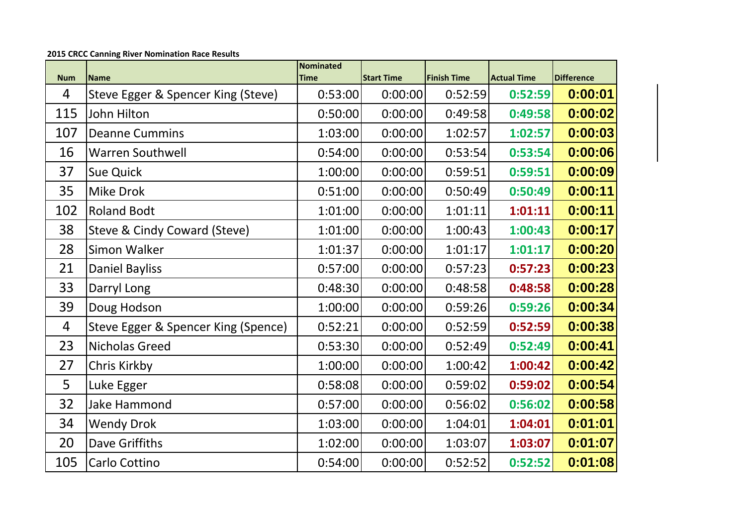**2015 CRCC Canning River Nomination Race Results**

| Num | Name | Nominated Time | Start Time | Finish Time | Actual Time | Difference |
|---|---|---|---|---|---|---|
| 4 | Steve Egger & Spencer King (Steve) | 0:53:00 | 0:00:00 | 0:52:59 | 0:52:59 | **0:00:01** |
| 115 | John Hilton | 0:50:00 | 0:00:00 | 0:49:58 | 0:49:58 | **0:00:02** |
| 107 | Deanne Cummins | 1:03:00 | 0:00:00 | 1:02:57 | 1:02:57 | **0:00:03** |
| 16 | Warren Southwell | 0:54:00 | 0:00:00 | 0:53:54 | 0:53:54 | **0:00:06** |
| 37 | Sue Quick | 1:00:00 | 0:00:00 | 0:59:51 | 0:59:51 | **0:00:09** |
| 35 | Mike Drok | 0:51:00 | 0:00:00 | 0:50:49 | 0:50:49 | **0:00:11** |
| 102 | Roland Bodt | 1:01:00 | 0:00:00 | 1:01:11 | 1:01:11 | **0:00:11** |
| 38 | Steve & Cindy Coward (Steve) | 1:01:00 | 0:00:00 | 1:00:43 | 1:00:43 | **0:00:17** |
| 28 | Simon Walker | 1:01:37 | 0:00:00 | 1:01:17 | 1:01:17 | **0:00:20** |
| 21 | Daniel Bayliss | 0:57:00 | 0:00:00 | 0:57:23 | 0:57:23 | **0:00:23** |
| 33 | Darryl Long | 0:48:30 | 0:00:00 | 0:48:58 | 0:48:58 | **0:00:28** |
| 39 | Doug Hodson | 1:00:00 | 0:00:00 | 0:59:26 | 0:59:26 | **0:00:34** |
| 4 | Steve Egger & Spencer King (Spence) | 0:52:21 | 0:00:00 | 0:52:59 | 0:52:59 | **0:00:38** |
| 23 | Nicholas Greed | 0:53:30 | 0:00:00 | 0:52:49 | 0:52:49 | **0:00:41** |
| 27 | Chris Kirkby | 1:00:00 | 0:00:00 | 1:00:42 | 1:00:42 | **0:00:42** |
| 5 | Luke Egger | 0:58:08 | 0:00:00 | 0:59:02 | 0:59:02 | **0:00:54** |
| 32 | Jake Hammond | 0:57:00 | 0:00:00 | 0:56:02 | 0:56:02 | **0:00:58** |
| 34 | Wendy Drok | 1:03:00 | 0:00:00 | 1:04:01 | 1:04:01 | **0:01:01** |
| 20 | Dave Griffiths | 1:02:00 | 0:00:00 | 1:03:07 | 1:03:07 | **0:01:07** |
| 105 | Carlo Cottino | 0:54:00 | 0:00:00 | 0:52:52 | 0:52:52 | **0:01:08** |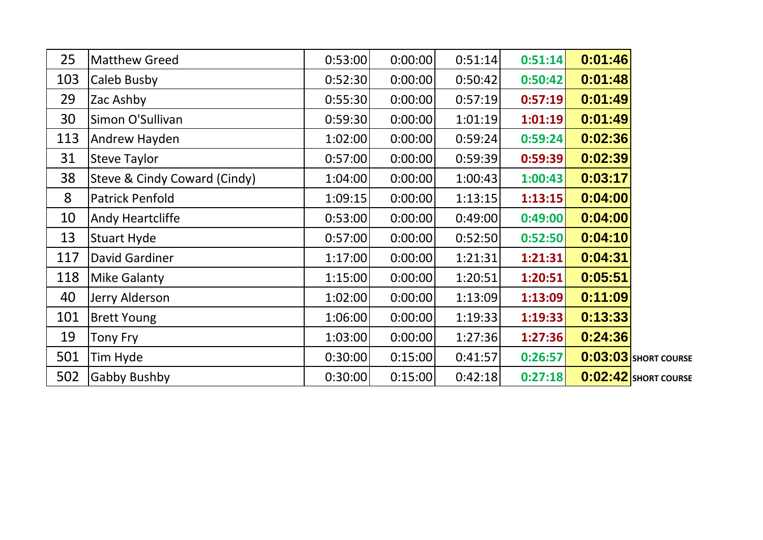| | | | | | | | |
|---|---|---|---|---|---|---|---|
| 25 | Matthew Greed | 0:53:00 | 0:00:00 | 0:51:14 | 0:51:14 | **0:01:46** | |
| 103 | Caleb Busby | 0:52:30 | 0:00:00 | 0:50:42 | 0:50:42 | **0:01:48** | |
| 29 | Zac Ashby | 0:55:30 | 0:00:00 | 0:57:19 | 0:57:19 | **0:01:49** | |
| 30 | Simon O'Sullivan | 0:59:30 | 0:00:00 | 1:01:19 | 1:01:19 | **0:01:49** | |
| 113 | Andrew Hayden | 1:02:00 | 0:00:00 | 0:59:24 | 0:59:24 | **0:02:36** | |
| 31 | Steve Taylor | 0:57:00 | 0:00:00 | 0:59:39 | 0:59:39 | **0:02:39** | |
| 38 | Steve & Cindy Coward (Cindy) | 1:04:00 | 0:00:00 | 1:00:43 | 1:00:43 | **0:03:17** | |
| 8 | Patrick Penfold | 1:09:15 | 0:00:00 | 1:13:15 | 1:13:15 | **0:04:00** | |
| 10 | Andy Heartcliffe | 0:53:00 | 0:00:00 | 0:49:00 | 0:49:00 | **0:04:00** | |
| 13 | Stuart Hyde | 0:57:00 | 0:00:00 | 0:52:50 | 0:52:50 | **0:04:10** | |
| 117 | David Gardiner | 1:17:00 | 0:00:00 | 1:21:31 | 1:21:31 | **0:04:31** | |
| 118 | Mike Galanty | 1:15:00 | 0:00:00 | 1:20:51 | 1:20:51 | **0:05:51** | |
| 40 | Jerry Alderson | 1:02:00 | 0:00:00 | 1:13:09 | 1:13:09 | **0:11:09** | |
| 101 | Brett Young | 1:06:00 | 0:00:00 | 1:19:33 | 1:19:33 | **0:13:33** | |
| 19 | Tony Fry | 1:03:00 | 0:00:00 | 1:27:36 | 1:27:36 | **0:24:36** | |
| 501 | Tim Hyde | 0:30:00 | 0:15:00 | 0:41:57 | 0:26:57 | **0:03:03** | SHORT COURSE |
| 502 | Gabby Bushby | 0:30:00 | 0:15:00 | 0:42:18 | 0:27:18 | **0:02:42** | SHORT COURSE |